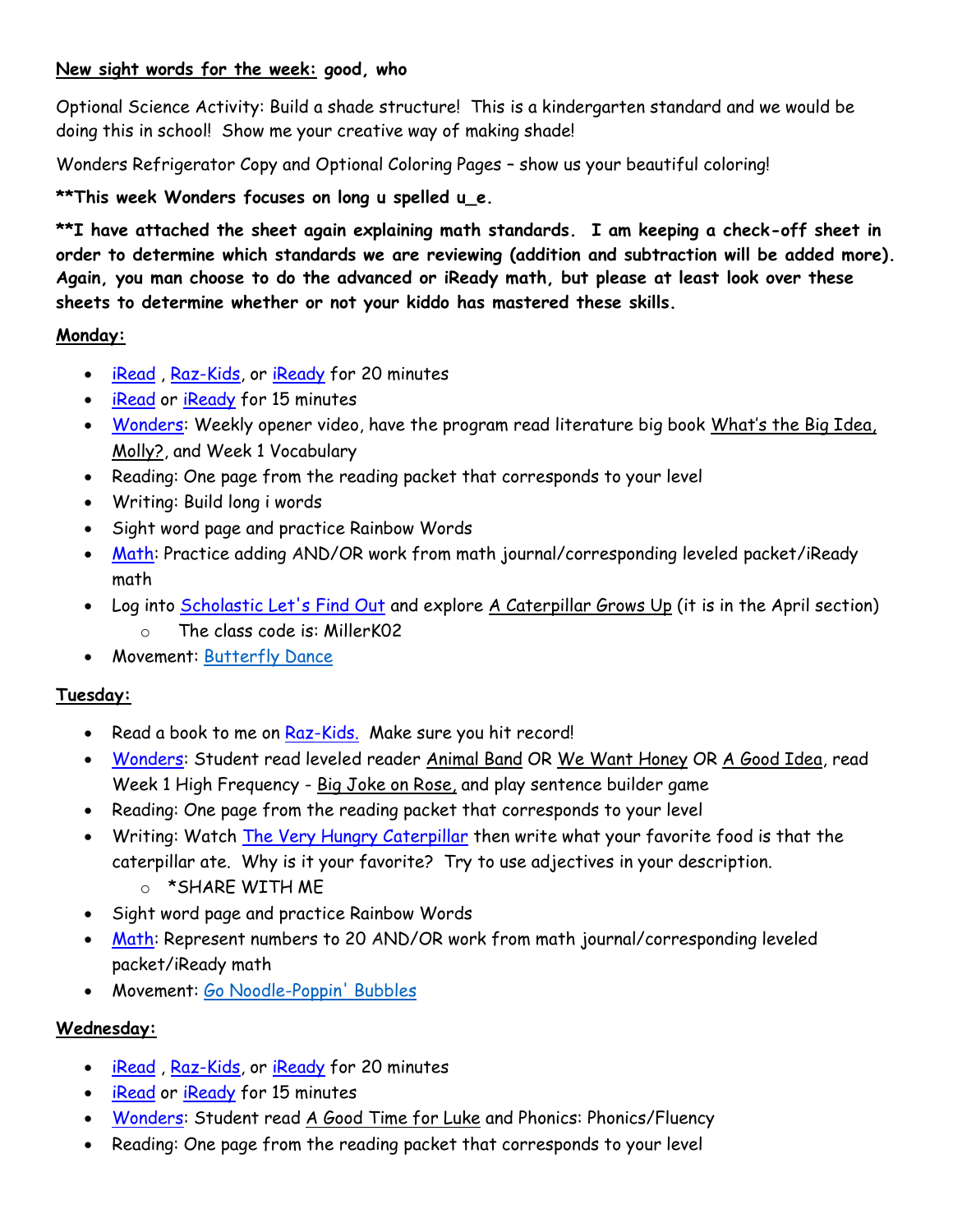**New sight words for the week: good, who**

Optional Science Activity: Build a shade structure! This is a kindergarten standard and we would be doing this in school! Show me your creative way of making shade!

Wonders Refrigerator Copy and Optional Coloring Pages – show us your beautiful coloring!

****This week Wonders focuses on long u spelled u_e.**

****I have attached the sheet again explaining math standards. I am keeping a check-off sheet in order to determine which standards we are reviewing (addition and subtraction will be added more). Again, you man choose to do the advanced or iReady math, but please at least look over these sheets to determine whether or not your kiddo has mastered these skills.**

**Monday:**

- iRead , Raz-Kids, or iReady for 20 minutes
- iRead or iReady for 15 minutes
- Wonders: Weekly opener video, have the program read literature big book What's the Big Idea, Molly?, and Week 1 Vocabulary
- Reading: One page from the reading packet that corresponds to your level
- Writing: Build long i words
- Sight word page and practice Rainbow Words
- Math: Practice adding AND/OR work from math journal/corresponding leveled packet/iReady math
- Log into Scholastic Let's Find Out and explore A Caterpillar Grows Up (it is in the April section)
  - The class code is: MillerK02
- Movement: Butterfly Dance

**Tuesday:**

- Read a book to me on Raz-Kids. Make sure you hit record!
- Wonders: Student read leveled reader Animal Band OR We Want Honey OR A Good Idea, read Week 1 High Frequency - Big Joke on Rose, and play sentence builder game
- Reading: One page from the reading packet that corresponds to your level
- Writing: Watch The Very Hungry Caterpillar then write what your favorite food is that the caterpillar ate. Why is it your favorite? Try to use adjectives in your description.
  - *SHARE WITH ME
- Sight word page and practice Rainbow Words
- Math: Represent numbers to 20 AND/OR work from math journal/corresponding leveled packet/iReady math
- Movement: Go Noodle-Poppin' Bubbles

**Wednesday:**

- iRead , Raz-Kids, or iReady for 20 minutes
- iRead or iReady for 15 minutes
- Wonders: Student read A Good Time for Luke and Phonics: Phonics/Fluency
- Reading: One page from the reading packet that corresponds to your level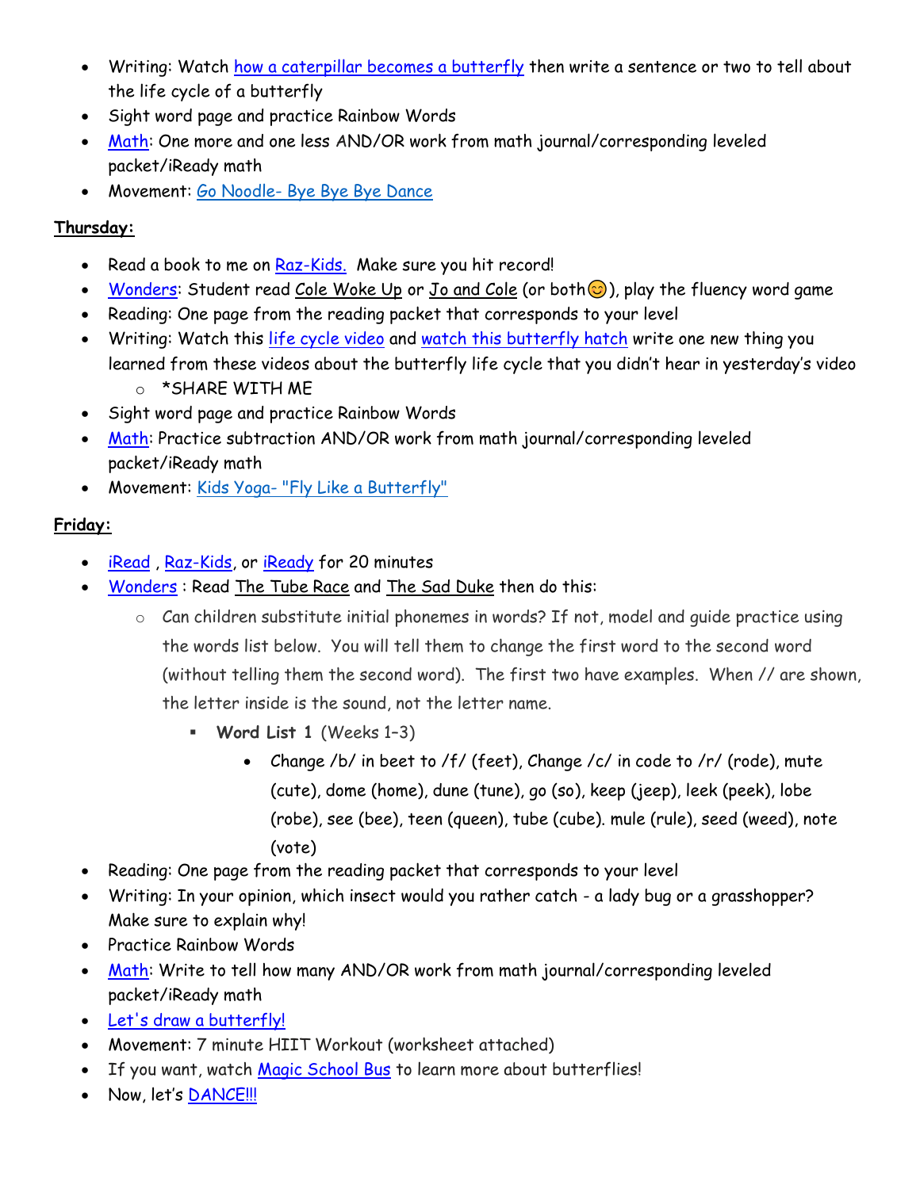- Writing: Watch how a caterpillar becomes a butterfly then write a sentence or two to tell about the life cycle of a butterfly
- Sight word page and practice Rainbow Words
- Math: One more and one less AND/OR work from math journal/corresponding leveled packet/iReady math
- Movement: Go Noodle- Bye Bye Bye Dance

**Thursday:**

- Read a book to me on Raz-Kids. Make sure you hit record!
- Wonders: Student read Cole Woke Up or Jo and Cole (or both😊), play the fluency word game
- Reading: One page from the reading packet that corresponds to your level
- Writing: Watch this life cycle video and watch this butterfly hatch write one new thing you learned from these videos about the butterfly life cycle that you didn't hear in yesterday's video
  - *SHARE WITH ME
- Sight word page and practice Rainbow Words
- Math: Practice subtraction AND/OR work from math journal/corresponding leveled packet/iReady math
- Movement: Kids Yoga- "Fly Like a Butterfly"

**Friday:**

- iRead , Raz-Kids, or iReady for 20 minutes
- Wonders : Read The Tube Race and The Sad Duke then do this:
  - Can children substitute initial phonemes in words? If not, model and guide practice using the words list below. You will tell them to change the first word to the second word (without telling them the second word). The first two have examples. When // are shown, the letter inside is the sound, not the letter name.
    - **Word List 1** (Weeks 1–3)
      - Change /b/ in beet to /f/ (feet), Change /c/ in code to /r/ (rode), mute (cute), dome (home), dune (tune), go (so), keep (jeep), leek (peek), lobe (robe), see (bee), teen (queen), tube (cube). mule (rule), seed (weed), note (vote)
- Reading: One page from the reading packet that corresponds to your level
- Writing: In your opinion, which insect would you rather catch - a lady bug or a grasshopper? Make sure to explain why!
- Practice Rainbow Words
- Math: Write to tell how many AND/OR work from math journal/corresponding leveled packet/iReady math
- Let's draw a butterfly!
- Movement: 7 minute HIIT Workout (worksheet attached)
- If you want, watch Magic School Bus to learn more about butterflies!
- Now, let's DANCE!!!